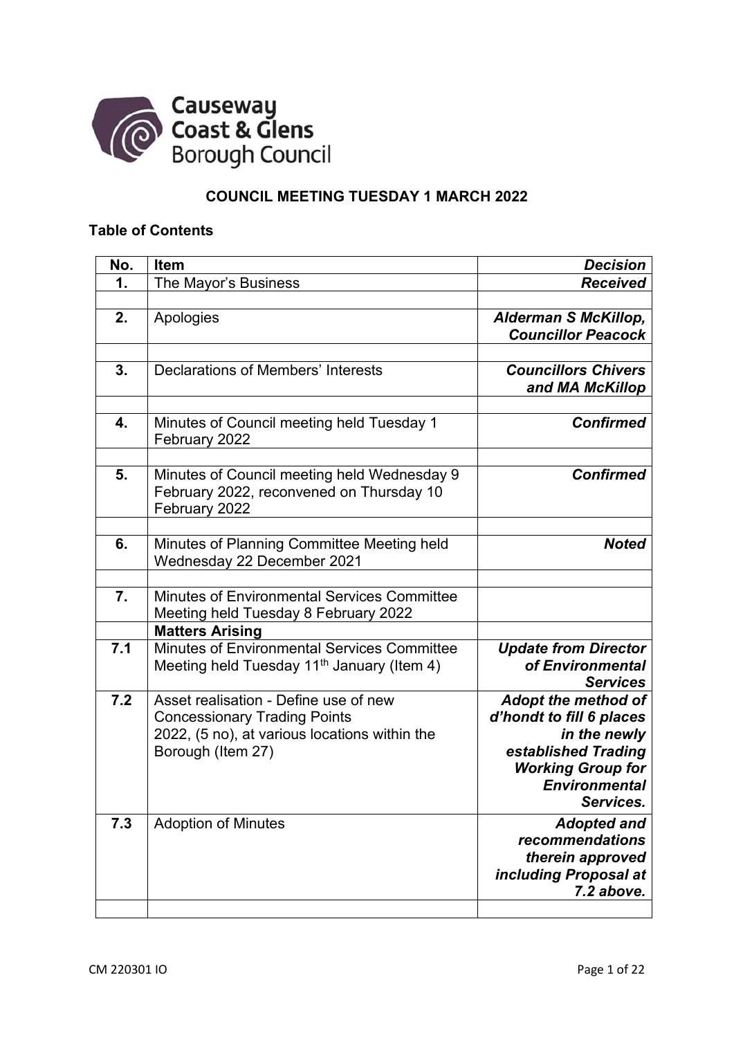Causeway Coast & Glens Borough Council

**COUNCIL MEETING TUESDAY 1 MARCH 2022**

**Table of Contents**

| No. | Item | Decision |
|---|---|---|
| **1.** | The Mayor's Business | ***Received*** |
| | | |
| **2.** | Apologies | ***Alderman S McKillop, Councillor Peacock*** |
| | | |
| **3.** | Declarations of Members' Interests | ***Councillors Chivers and MA McKillop*** |
| | | |
| **4.** | Minutes of Council meeting held Tuesday 1 February 2022 | ***Confirmed*** |
| | | |
| **5.** | Minutes of Council meeting held Wednesday 9 February 2022, reconvened on Thursday 10 February 2022 | ***Confirmed*** |
| | | |
| **6.** | Minutes of Planning Committee Meeting held Wednesday 22 December 2021 | ***Noted*** |
| | | |
| **7.** | Minutes of Environmental Services Committee Meeting held Tuesday 8 February 2022 | |
| | **Matters Arising** | |
| **7.1** | Minutes of Environmental Services Committee Meeting held Tuesday 11th January (Item 4) | ***Update from Director of Environmental Services*** |
| **7.2** | Asset realisation - Define use of new Concessionary Trading Points 2022, (5 no), at various locations within the Borough (Item 27) | ***Adopt the method of d'hondt to fill 6 places in the newly established Trading Working Group for Environmental Services.*** |
| **7.3** | Adoption of Minutes | ***Adopted and recommendations therein approved including Proposal at 7.2 above.*** |
| | | |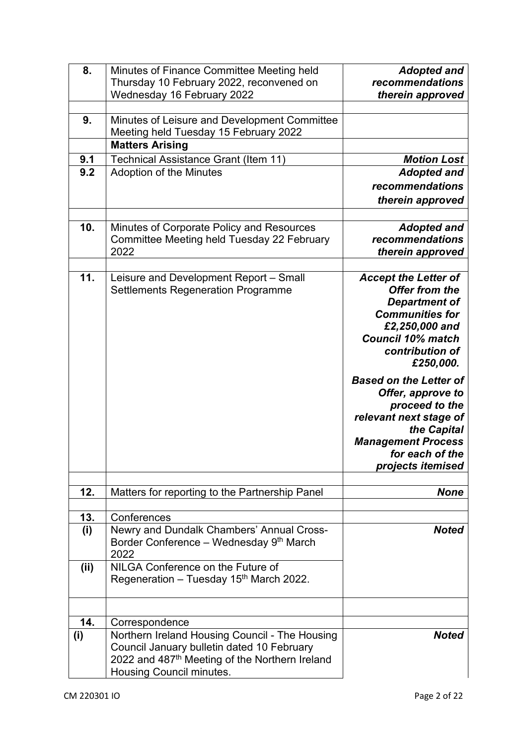| | | |
|---|---|---|
| **8.** | Minutes of Finance Committee Meeting held Thursday 10 February 2022, reconvened on Wednesday 16 February 2022 | ***Adopted and recommendations therein approved*** |
| | | |
| **9.** | Minutes of Leisure and Development Committee Meeting held Tuesday 15 February 2022 | |
| | **Matters Arising** | |
| **9.1** | Technical Assistance Grant (Item 11) | ***Motion Lost*** |
| **9.2** | Adoption of the Minutes | ***Adopted and recommendations therein approved*** |
| | | |
| **10.** | Minutes of Corporate Policy and Resources Committee Meeting held Tuesday 22 February 2022 | ***Adopted and recommendations therein approved*** |
| | | |
| **11.** | Leisure and Development Report – Small Settlements Regeneration Programme | ***Accept the Letter of Offer from the Department of Communities for £2,250,000 and Council 10% match contribution of £250,000.*** ***Based on the Letter of Offer, approve to proceed to the relevant next stage of the Capital Management Process for each of the projects itemised*** |
| | | |
| **12.** | Matters for reporting to the Partnership Panel | ***None*** |
| | | |
| **13.** | Conferences | |
| **(i)** | Newry and Dundalk Chambers' Annual Cross-Border Conference – Wednesday 9th March 2022 | ***Noted*** |
| **(ii)** | NILGA Conference on the Future of Regeneration – Tuesday 15th March 2022. | |
| | | |
| **14.** | Correspondence | |
| **(i)** | Northern Ireland Housing Council - The Housing Council January bulletin dated 10 February 2022 and 487th Meeting of the Northern Ireland Housing Council minutes. | ***Noted*** |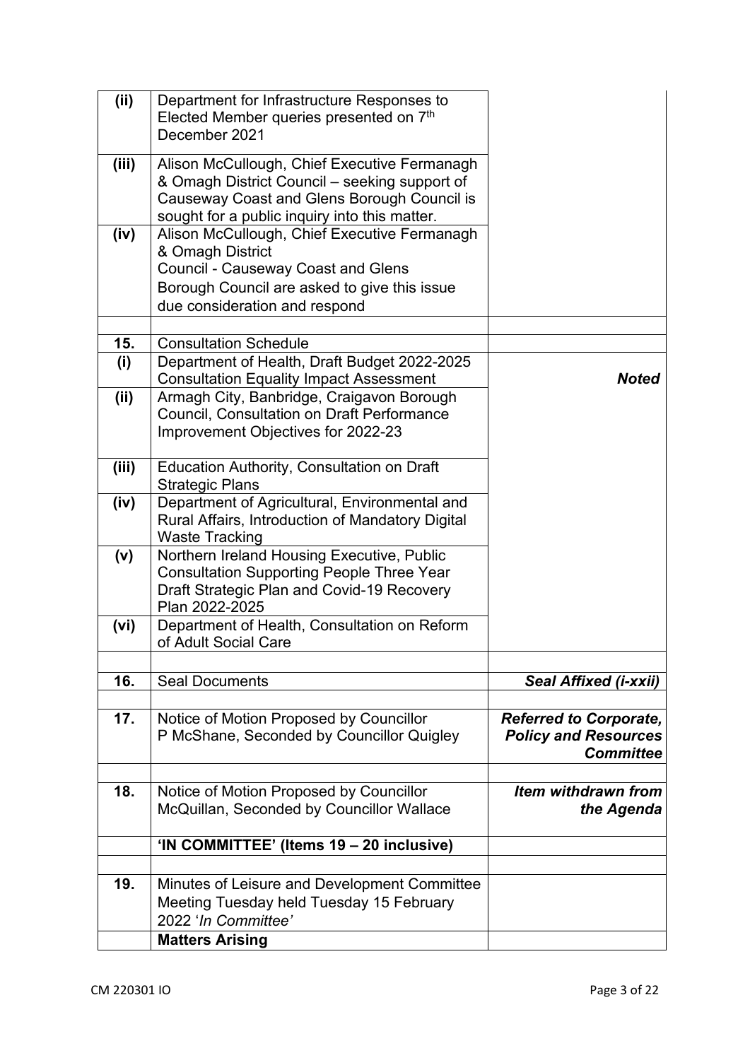| | | |
|---|---|---|
| **(ii)** | Department for Infrastructure Responses to Elected Member queries presented on 7th December 2021 | |
| **(iii)** | Alison McCullough, Chief Executive Fermanagh & Omagh District Council – seeking support of Causeway Coast and Glens Borough Council is sought for a public inquiry into this matter. | |
| **(iv)** | Alison McCullough, Chief Executive Fermanagh & Omagh District Council - Causeway Coast and Glens Borough Council are asked to give this issue due consideration and respond | |
| | | |
| **15.** | Consultation Schedule | |
| **(i)** | Department of Health, Draft Budget 2022-2025 Consultation Equality Impact Assessment | ***Noted*** |
| **(ii)** | Armagh City, Banbridge, Craigavon Borough Council, Consultation on Draft Performance Improvement Objectives for 2022-23 | |
| **(iii)** | Education Authority, Consultation on Draft Strategic Plans | |
| **(iv)** | Department of Agricultural, Environmental and Rural Affairs, Introduction of Mandatory Digital Waste Tracking | |
| **(v)** | Northern Ireland Housing Executive, Public Consultation Supporting People Three Year Draft Strategic Plan and Covid-19 Recovery Plan 2022-2025 | |
| **(vi)** | Department of Health, Consultation on Reform of Adult Social Care | |
| | | |
| **16.** | Seal Documents | ***Seal Affixed (i-xxii)*** |
| | | |
| **17.** | Notice of Motion Proposed by Councillor P McShane, Seconded by Councillor Quigley | ***Referred to Corporate, Policy and Resources Committee*** |
| | | |
| **18.** | Notice of Motion Proposed by Councillor McQuillan, Seconded by Councillor Wallace | ***Item withdrawn from the Agenda*** |
| | **'IN COMMITTEE' (Items 19 – 20 inclusive)** | |
| | | |
| **19.** | Minutes of Leisure and Development Committee Meeting Tuesday held Tuesday 15 February 2022 '*In Committee'* | |
| | **Matters Arising** | |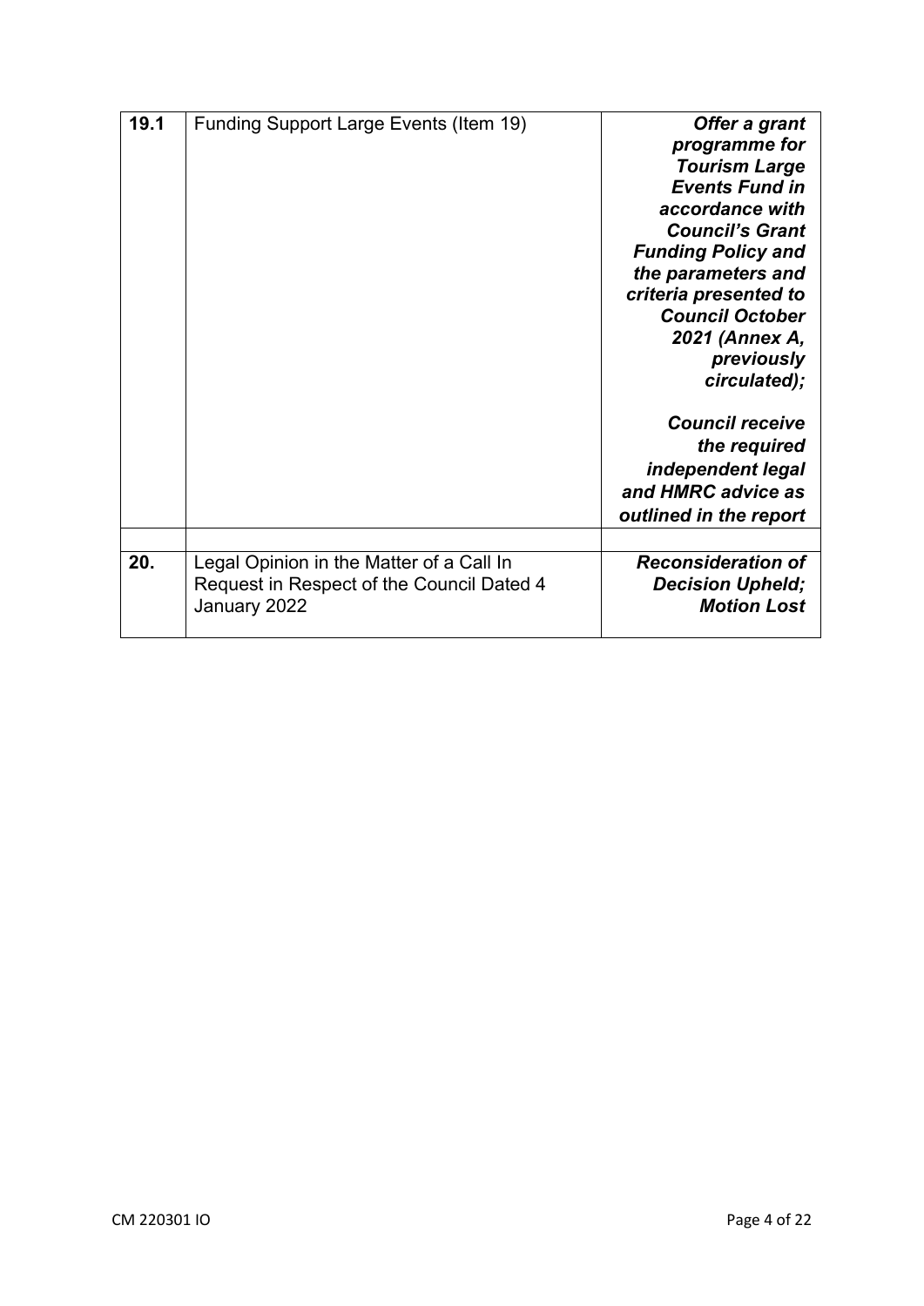| | | |
|---|---|---|
| **19.1** | Funding Support Large Events (Item 19) | ***Offer a grant programme for Tourism Large Events Fund in accordance with Council's Grant Funding Policy and the parameters and criteria presented to Council October 2021 (Annex A, previously circulated);***<br><br>***Council receive the required independent legal and HMRC advice as outlined in the report*** |
| | | |
| **20.** | Legal Opinion in the Matter of a Call In Request in Respect of the Council Dated 4 January 2022 | ***Reconsideration of Decision Upheld; Motion Lost*** |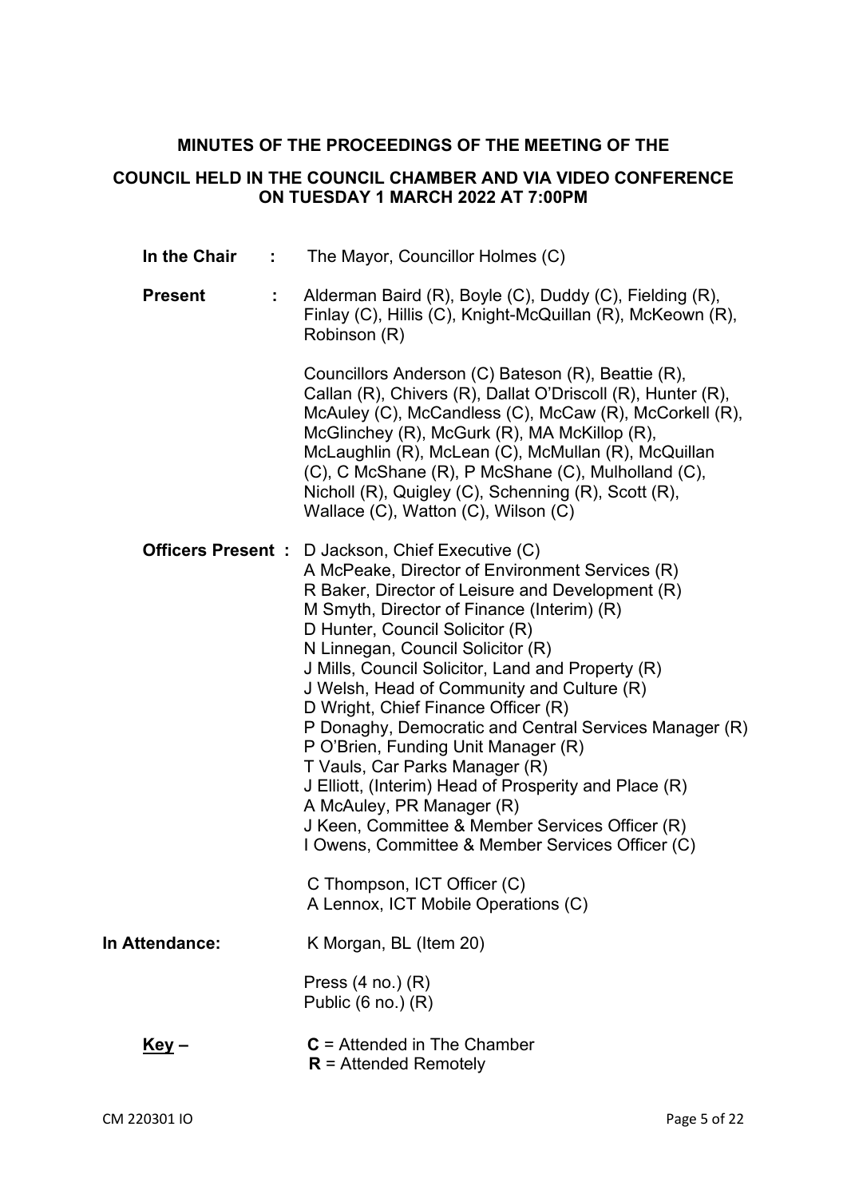**MINUTES OF THE PROCEEDINGS OF THE MEETING OF THE**

**COUNCIL HELD IN THE COUNCIL CHAMBER AND VIA VIDEO CONFERENCE ON TUESDAY 1 MARCH 2022 AT 7:00PM**

**In the Chair :** The Mayor, Councillor Holmes (C)

**Present :** Alderman Baird (R), Boyle (C), Duddy (C), Fielding (R), Finlay (C), Hillis (C), Knight-McQuillan (R), McKeown (R), Robinson (R)

Councillors Anderson (C) Bateson (R), Beattie (R), Callan (R), Chivers (R), Dallat O'Driscoll (R), Hunter (R), McAuley (C), McCandless (C), McCaw (R), McCorkell (R), McGlinchey (R), McGurk (R), MA McKillop (R), McLaughlin (R), McLean (C), McMullan (R), McQuillan (C), C McShane (R), P McShane (C), Mulholland (C), Nicholl (R), Quigley (C), Schenning (R), Scott (R), Wallace (C), Watton (C), Wilson (C)

**Officers Present :** D Jackson, Chief Executive (C)
A McPeake, Director of Environment Services (R)
R Baker, Director of Leisure and Development (R)
M Smyth, Director of Finance (Interim) (R)
D Hunter, Council Solicitor (R)
N Linnegan, Council Solicitor (R)
J Mills, Council Solicitor, Land and Property (R)
J Welsh, Head of Community and Culture (R)
D Wright, Chief Finance Officer (R)
P Donaghy, Democratic and Central Services Manager (R)
P O'Brien, Funding Unit Manager (R)
T Vauls, Car Parks Manager (R)
J Elliott, (Interim) Head of Prosperity and Place (R)
A McAuley, PR Manager (R)
J Keen, Committee & Member Services Officer (R)
I Owens, Committee & Member Services Officer (C)

C Thompson, ICT Officer (C)
A Lennox, ICT Mobile Operations (C)

**In Attendance:** K Morgan, BL (Item 20)

Press (4 no.) (R)
Public (6 no.) (R)

**Key –** **C** = Attended in The Chamber
**R** = Attended Remotely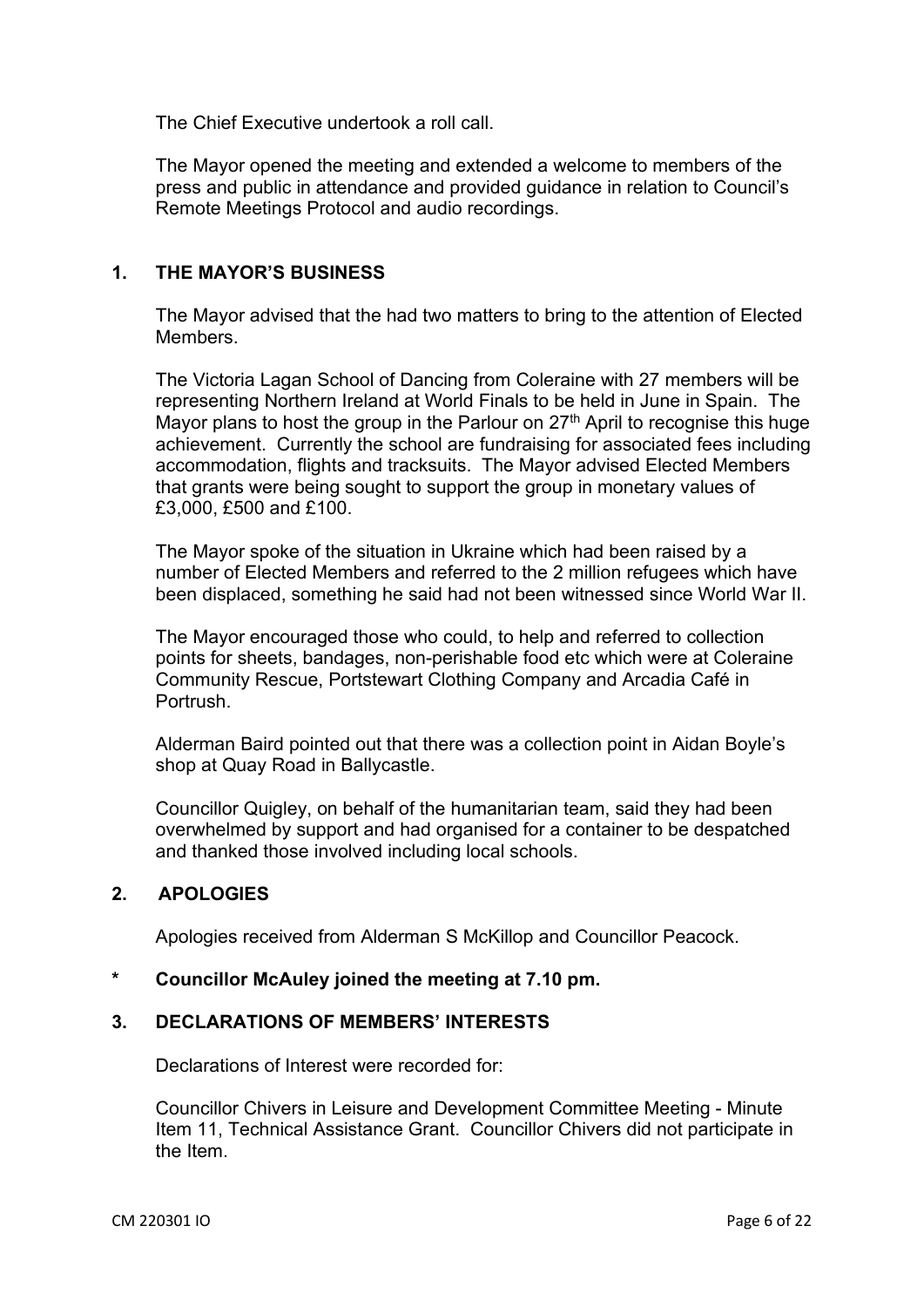The Chief Executive undertook a roll call.

The Mayor opened the meeting and extended a welcome to members of the press and public in attendance and provided guidance in relation to Council's Remote Meetings Protocol and audio recordings.

## 1. THE MAYOR'S BUSINESS

The Mayor advised that the had two matters to bring to the attention of Elected Members.

The Victoria Lagan School of Dancing from Coleraine with 27 members will be representing Northern Ireland at World Finals to be held in June in Spain. The Mayor plans to host the group in the Parlour on 27th April to recognise this huge achievement. Currently the school are fundraising for associated fees including accommodation, flights and tracksuits. The Mayor advised Elected Members that grants were being sought to support the group in monetary values of £3,000, £500 and £100.

The Mayor spoke of the situation in Ukraine which had been raised by a number of Elected Members and referred to the 2 million refugees which have been displaced, something he said had not been witnessed since World War II.

The Mayor encouraged those who could, to help and referred to collection points for sheets, bandages, non-perishable food etc which were at Coleraine Community Rescue, Portstewart Clothing Company and Arcadia Café in Portrush.

Alderman Baird pointed out that there was a collection point in Aidan Boyle's shop at Quay Road in Ballycastle.

Councillor Quigley, on behalf of the humanitarian team, said they had been overwhelmed by support and had organised for a container to be despatched and thanked those involved including local schools.

## 2. APOLOGIES

Apologies received from Alderman S McKillop and Councillor Peacock.

**\* Councillor McAuley joined the meeting at 7.10 pm.**

## 3. DECLARATIONS OF MEMBERS' INTERESTS

Declarations of Interest were recorded for:

Councillor Chivers in Leisure and Development Committee Meeting - Minute Item 11, Technical Assistance Grant. Councillor Chivers did not participate in the Item.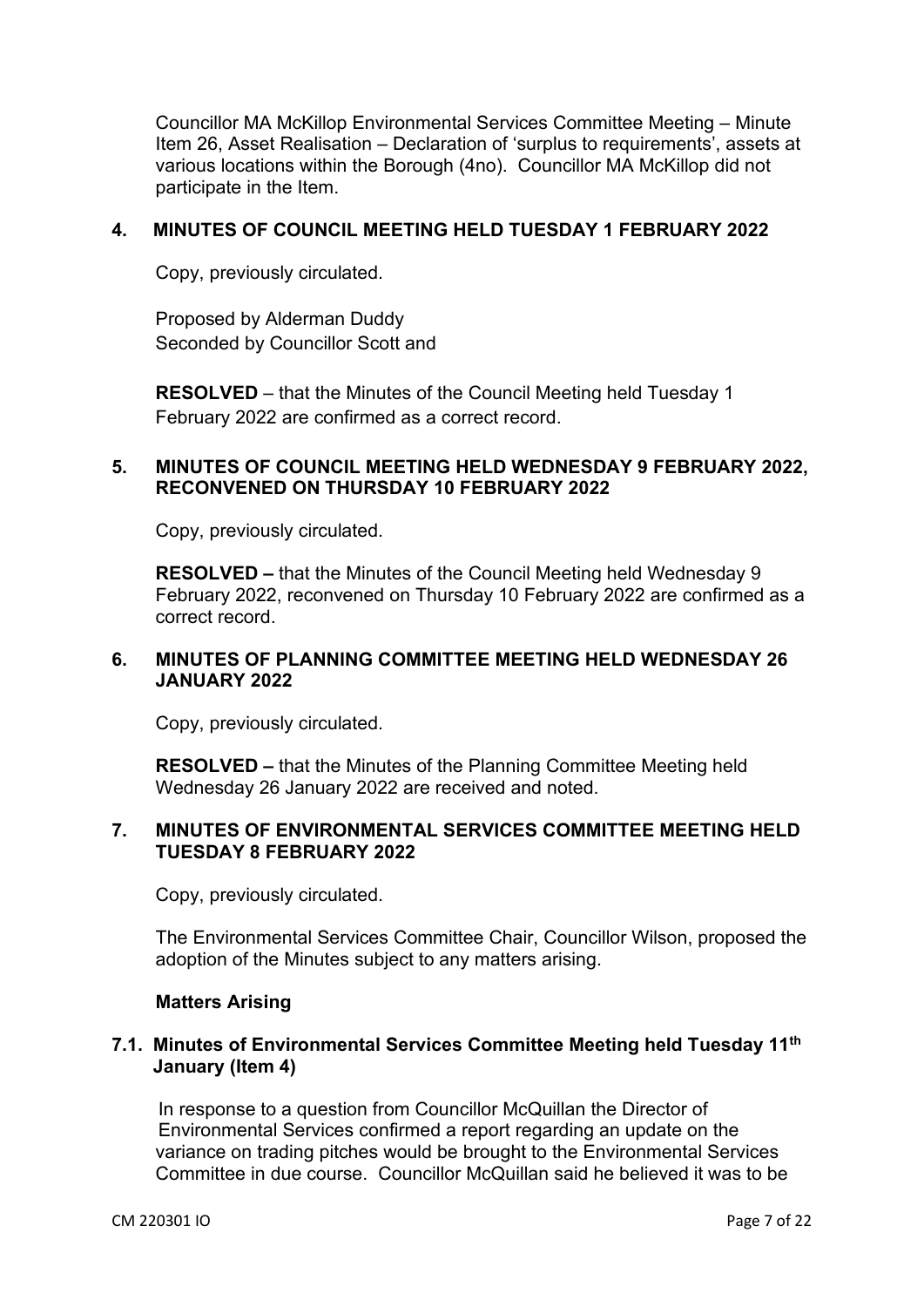Councillor MA McKillop Environmental Services Committee Meeting – Minute Item 26, Asset Realisation – Declaration of 'surplus to requirements', assets at various locations within the Borough (4no). Councillor MA McKillop did not participate in the Item.

## 4. MINUTES OF COUNCIL MEETING HELD TUESDAY 1 FEBRUARY 2022

Copy, previously circulated.

Proposed by Alderman Duddy
Seconded by Councillor Scott and

**RESOLVED** – that the Minutes of the Council Meeting held Tuesday 1 February 2022 are confirmed as a correct record.

## 5. MINUTES OF COUNCIL MEETING HELD WEDNESDAY 9 FEBRUARY 2022, RECONVENED ON THURSDAY 10 FEBRUARY 2022

Copy, previously circulated.

**RESOLVED –** that the Minutes of the Council Meeting held Wednesday 9 February 2022, reconvened on Thursday 10 February 2022 are confirmed as a correct record.

## 6. MINUTES OF PLANNING COMMITTEE MEETING HELD WEDNESDAY 26 JANUARY 2022

Copy, previously circulated.

**RESOLVED –** that the Minutes of the Planning Committee Meeting held Wednesday 26 January 2022 are received and noted.

## 7. MINUTES OF ENVIRONMENTAL SERVICES COMMITTEE MEETING HELD TUESDAY 8 FEBRUARY 2022

Copy, previously circulated.

The Environmental Services Committee Chair, Councillor Wilson, proposed the adoption of the Minutes subject to any matters arising.

**Matters Arising**

### 7.1. Minutes of Environmental Services Committee Meeting held Tuesday 11th January (Item 4)

In response to a question from Councillor McQuillan the Director of Environmental Services confirmed a report regarding an update on the variance on trading pitches would be brought to the Environmental Services Committee in due course. Councillor McQuillan said he believed it was to be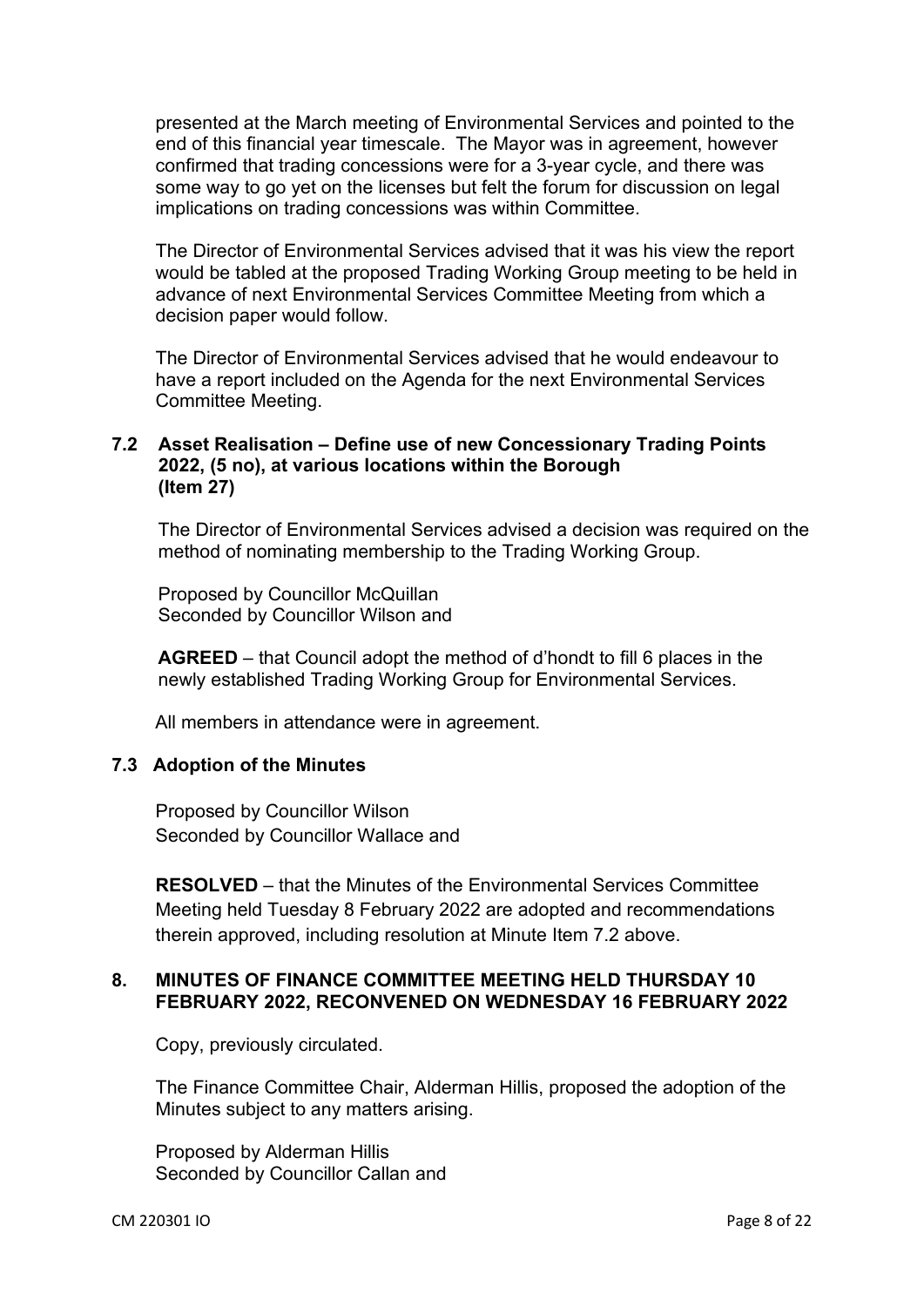presented at the March meeting of Environmental Services and pointed to the end of this financial year timescale. The Mayor was in agreement, however confirmed that trading concessions were for a 3-year cycle, and there was some way to go yet on the licenses but felt the forum for discussion on legal implications on trading concessions was within Committee.

The Director of Environmental Services advised that it was his view the report would be tabled at the proposed Trading Working Group meeting to be held in advance of next Environmental Services Committee Meeting from which a decision paper would follow.

The Director of Environmental Services advised that he would endeavour to have a report included on the Agenda for the next Environmental Services Committee Meeting.

### 7.2 Asset Realisation – Define use of new Concessionary Trading Points 2022, (5 no), at various locations within the Borough (Item 27)

The Director of Environmental Services advised a decision was required on the method of nominating membership to the Trading Working Group.

Proposed by Councillor McQuillan
Seconded by Councillor Wilson and

**AGREED** – that Council adopt the method of d'hondt to fill 6 places in the newly established Trading Working Group for Environmental Services.

All members in attendance were in agreement.

### 7.3 Adoption of the Minutes

Proposed by Councillor Wilson
Seconded by Councillor Wallace and

**RESOLVED** – that the Minutes of the Environmental Services Committee Meeting held Tuesday 8 February 2022 are adopted and recommendations therein approved, including resolution at Minute Item 7.2 above.

## 8. MINUTES OF FINANCE COMMITTEE MEETING HELD THURSDAY 10 FEBRUARY 2022, RECONVENED ON WEDNESDAY 16 FEBRUARY 2022

Copy, previously circulated.

The Finance Committee Chair, Alderman Hillis, proposed the adoption of the Minutes subject to any matters arising.

Proposed by Alderman Hillis
Seconded by Councillor Callan and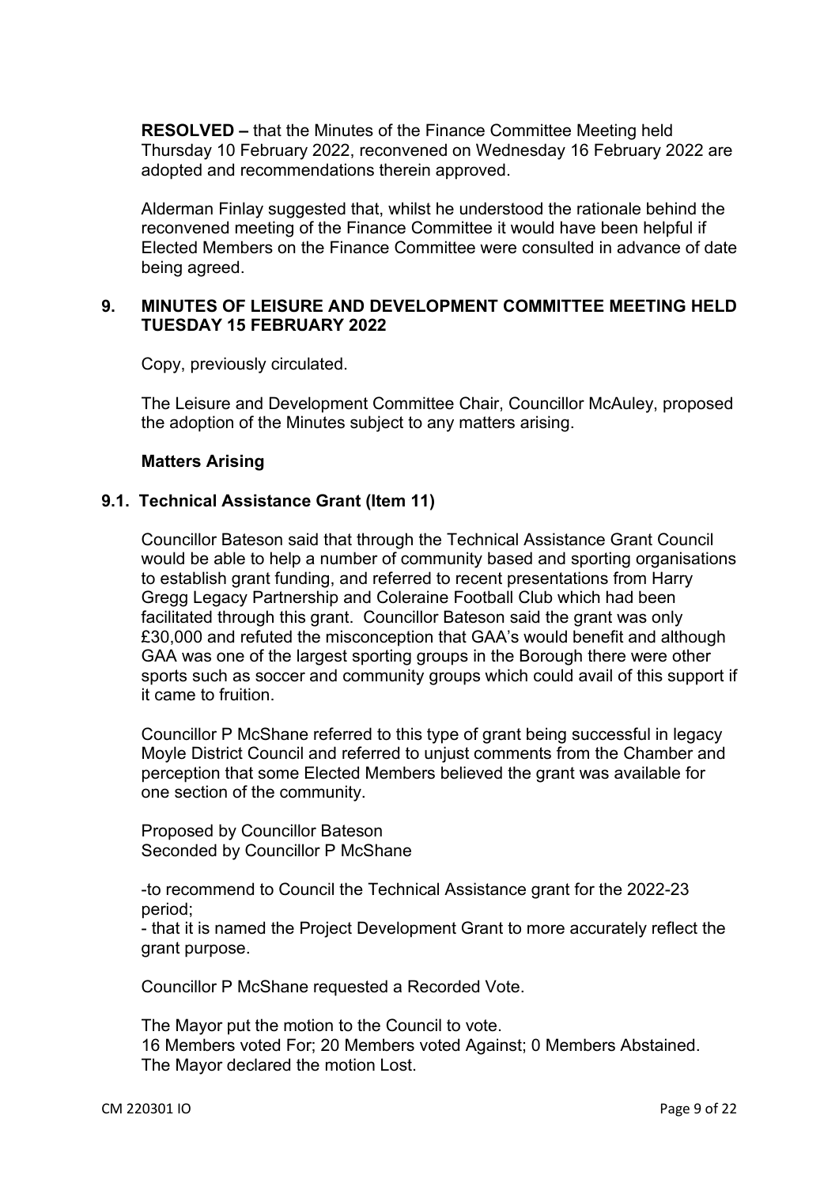**RESOLVED –** that the Minutes of the Finance Committee Meeting held Thursday 10 February 2022, reconvened on Wednesday 16 February 2022 are adopted and recommendations therein approved.

Alderman Finlay suggested that, whilst he understood the rationale behind the reconvened meeting of the Finance Committee it would have been helpful if Elected Members on the Finance Committee were consulted in advance of date being agreed.

## 9. MINUTES OF LEISURE AND DEVELOPMENT COMMITTEE MEETING HELD TUESDAY 15 FEBRUARY 2022

Copy, previously circulated.

The Leisure and Development Committee Chair, Councillor McAuley, proposed the adoption of the Minutes subject to any matters arising.

**Matters Arising**

### 9.1. Technical Assistance Grant (Item 11)

Councillor Bateson said that through the Technical Assistance Grant Council would be able to help a number of community based and sporting organisations to establish grant funding, and referred to recent presentations from Harry Gregg Legacy Partnership and Coleraine Football Club which had been facilitated through this grant. Councillor Bateson said the grant was only £30,000 and refuted the misconception that GAA's would benefit and although GAA was one of the largest sporting groups in the Borough there were other sports such as soccer and community groups which could avail of this support if it came to fruition.

Councillor P McShane referred to this type of grant being successful in legacy Moyle District Council and referred to unjust comments from the Chamber and perception that some Elected Members believed the grant was available for one section of the community.

Proposed by Councillor Bateson
Seconded by Councillor P McShane

-to recommend to Council the Technical Assistance grant for the 2022-23 period;
- that it is named the Project Development Grant to more accurately reflect the grant purpose.

Councillor P McShane requested a Recorded Vote.

The Mayor put the motion to the Council to vote.
16 Members voted For; 20 Members voted Against; 0 Members Abstained.
The Mayor declared the motion Lost.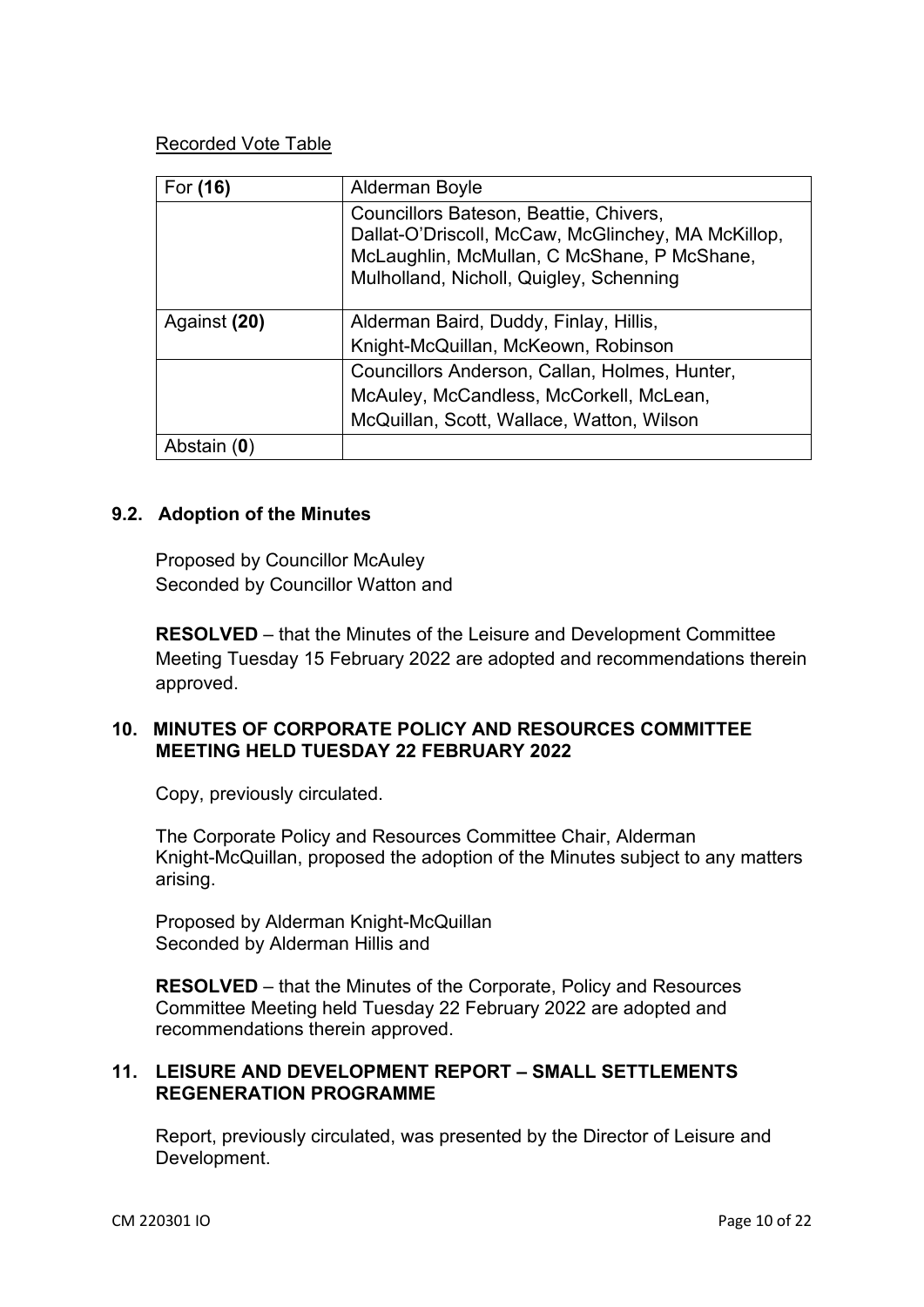<u>Recorded Vote Table</u>

| For **(16)** | Alderman Boyle |
|---|---|
| | Councillors Bateson, Beattie, Chivers, Dallat-O'Driscoll, McCaw, McGlinchey, MA McKillop, McLaughlin, McMullan, C McShane, P McShane, Mulholland, Nicholl, Quigley, Schenning |
| Against **(20)** | Alderman Baird, Duddy, Finlay, Hillis, Knight-McQuillan, McKeown, Robinson |
| | Councillors Anderson, Callan, Holmes, Hunter, McAuley, McCandless, McCorkell, McLean, McQuillan, Scott, Wallace, Watton, Wilson |
| Abstain (**0**) | |

### 9.2. Adoption of the Minutes

Proposed by Councillor McAuley
Seconded by Councillor Watton and

**RESOLVED** – that the Minutes of the Leisure and Development Committee Meeting Tuesday 15 February 2022 are adopted and recommendations therein approved.

## 10. MINUTES OF CORPORATE POLICY AND RESOURCES COMMITTEE MEETING HELD TUESDAY 22 FEBRUARY 2022

Copy, previously circulated.

The Corporate Policy and Resources Committee Chair, Alderman Knight-McQuillan, proposed the adoption of the Minutes subject to any matters arising.

Proposed by Alderman Knight-McQuillan
Seconded by Alderman Hillis and

**RESOLVED** – that the Minutes of the Corporate, Policy and Resources Committee Meeting held Tuesday 22 February 2022 are adopted and recommendations therein approved.

## 11. LEISURE AND DEVELOPMENT REPORT – SMALL SETTLEMENTS REGENERATION PROGRAMME

Report, previously circulated, was presented by the Director of Leisure and Development.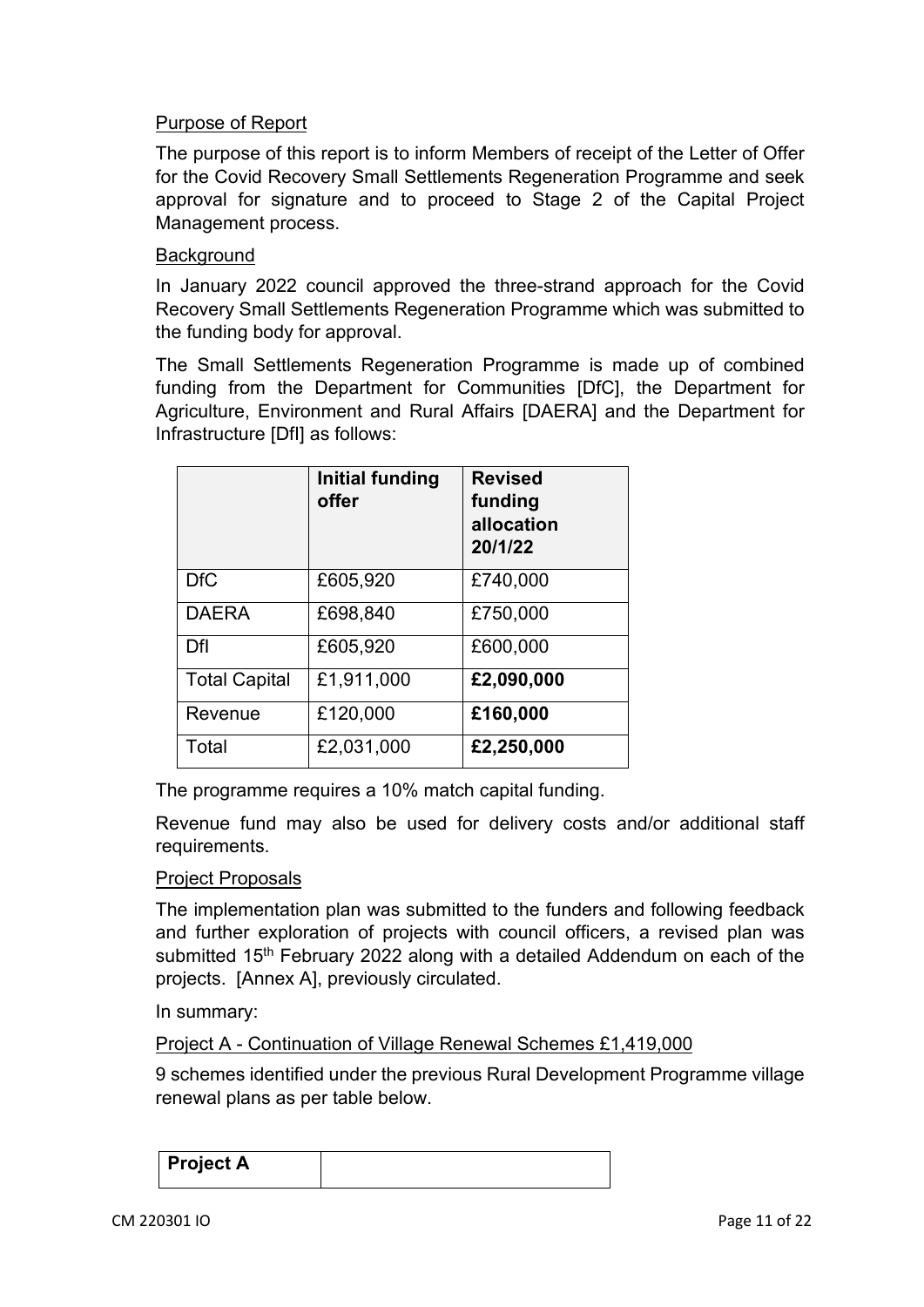Purpose of Report

The purpose of this report is to inform Members of receipt of the Letter of Offer for the Covid Recovery Small Settlements Regeneration Programme and seek approval for signature and to proceed to Stage 2 of the Capital Project Management process.

Background

In January 2022 council approved the three-strand approach for the Covid Recovery Small Settlements Regeneration Programme which was submitted to the funding body for approval.

The Small Settlements Regeneration Programme is made up of combined funding from the Department for Communities [DfC], the Department for Agriculture, Environment and Rural Affairs [DAERA] and the Department for Infrastructure [DfI] as follows:

| | **Initial funding offer** | **Revised funding allocation 20/1/22** |
|---|---|---|
| DfC | £605,920 | £740,000 |
| DAERA | £698,840 | £750,000 |
| DfI | £605,920 | £600,000 |
| Total Capital | £1,911,000 | **£2,090,000** |
| Revenue | £120,000 | **£160,000** |
| Total | £2,031,000 | **£2,250,000** |

The programme requires a 10% match capital funding.

Revenue fund may also be used for delivery costs and/or additional staff requirements.

Project Proposals

The implementation plan was submitted to the funders and following feedback and further exploration of projects with council officers, a revised plan was submitted 15th February 2022 along with a detailed Addendum on each of the projects. [Annex A], previously circulated.

In summary:

Project A - Continuation of Village Renewal Schemes £1,419,000

9 schemes identified under the previous Rural Development Programme village renewal plans as per table below.

| **Project A** | |
|---|---|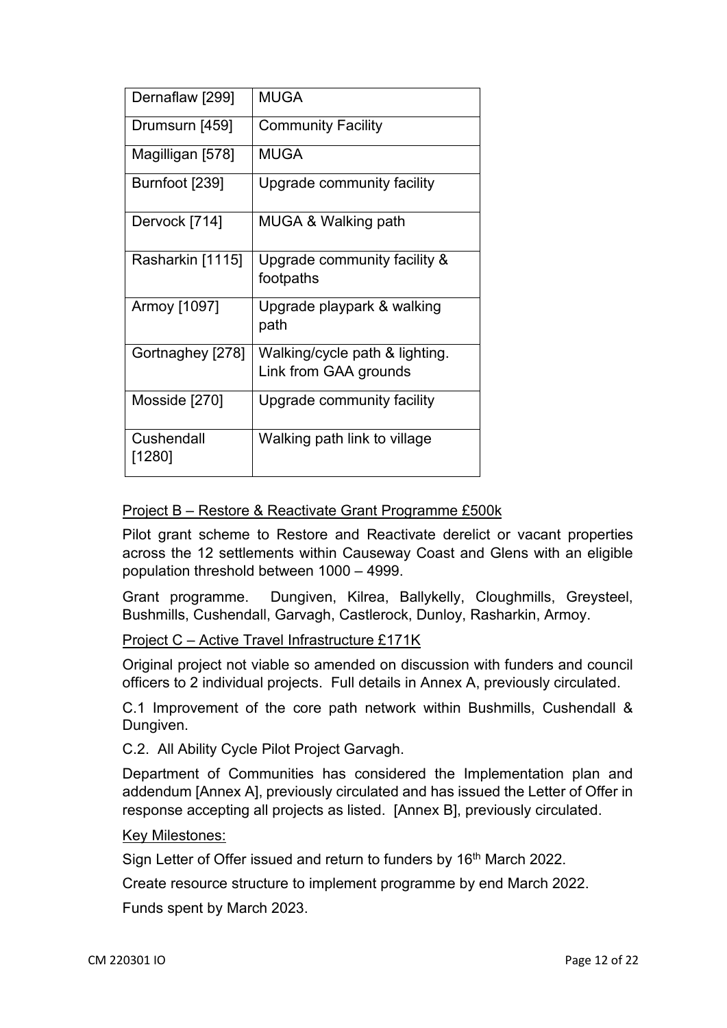| | |
|---|---|
| Dernaflaw [299] | MUGA |
| Drumsurn [459] | Community Facility |
| Magilligan [578] | MUGA |
| Burnfoot [239] | Upgrade community facility |
| Dervock [714] | MUGA & Walking path |
| Rasharkin [1115] | Upgrade community facility & footpaths |
| Armoy [1097] | Upgrade playpark & walking path |
| Gortnaghey [278] | Walking/cycle path & lighting. Link from GAA grounds |
| Mosside [270] | Upgrade community facility |
| Cushendall [1280] | Walking path link to village |

<u>Project B – Restore & Reactivate Grant Programme £500k</u>

Pilot grant scheme to Restore and Reactivate derelict or vacant properties across the 12 settlements within Causeway Coast and Glens with an eligible population threshold between 1000 – 4999.

Grant programme. Dungiven, Kilrea, Ballykelly, Cloughmills, Greysteel, Bushmills, Cushendall, Garvagh, Castlerock, Dunloy, Rasharkin, Armoy.

<u>Project C – Active Travel Infrastructure £171K</u>

Original project not viable so amended on discussion with funders and council officers to 2 individual projects. Full details in Annex A, previously circulated.

C.1 Improvement of the core path network within Bushmills, Cushendall & Dungiven.

C.2. All Ability Cycle Pilot Project Garvagh.

Department of Communities has considered the Implementation plan and addendum [Annex A], previously circulated and has issued the Letter of Offer in response accepting all projects as listed. [Annex B], previously circulated.

<u>Key Milestones:</u>

Sign Letter of Offer issued and return to funders by 16th March 2022.

Create resource structure to implement programme by end March 2022.

Funds spent by March 2023.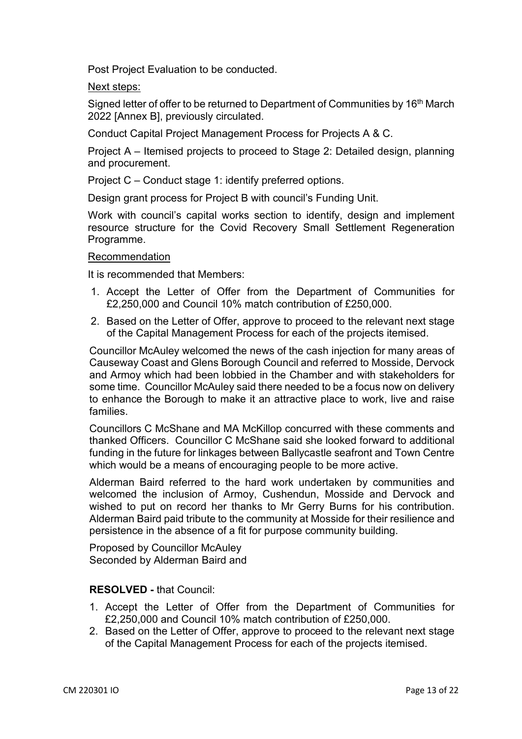Post Project Evaluation to be conducted.

Next steps:

Signed letter of offer to be returned to Department of Communities by 16th March 2022 [Annex B], previously circulated.

Conduct Capital Project Management Process for Projects A & C.

Project A – Itemised projects to proceed to Stage 2: Detailed design, planning and procurement.

Project C – Conduct stage 1: identify preferred options.

Design grant process for Project B with council's Funding Unit.

Work with council's capital works section to identify, design and implement resource structure for the Covid Recovery Small Settlement Regeneration Programme.

Recommendation

It is recommended that Members:

1. Accept the Letter of Offer from the Department of Communities for £2,250,000 and Council 10% match contribution of £250,000.
2. Based on the Letter of Offer, approve to proceed to the relevant next stage of the Capital Management Process for each of the projects itemised.

Councillor McAuley welcomed the news of the cash injection for many areas of Causeway Coast and Glens Borough Council and referred to Mosside, Dervock and Armoy which had been lobbied in the Chamber and with stakeholders for some time. Councillor McAuley said there needed to be a focus now on delivery to enhance the Borough to make it an attractive place to work, live and raise families.

Councillors C McShane and MA McKillop concurred with these comments and thanked Officers. Councillor C McShane said she looked forward to additional funding in the future for linkages between Ballycastle seafront and Town Centre which would be a means of encouraging people to be more active.

Alderman Baird referred to the hard work undertaken by communities and welcomed the inclusion of Armoy, Cushendun, Mosside and Dervock and wished to put on record her thanks to Mr Gerry Burns for his contribution. Alderman Baird paid tribute to the community at Mosside for their resilience and persistence in the absence of a fit for purpose community building.

Proposed by Councillor McAuley
Seconded by Alderman Baird and

**RESOLVED -** that Council:

1. Accept the Letter of Offer from the Department of Communities for £2,250,000 and Council 10% match contribution of £250,000.
2. Based on the Letter of Offer, approve to proceed to the relevant next stage of the Capital Management Process for each of the projects itemised.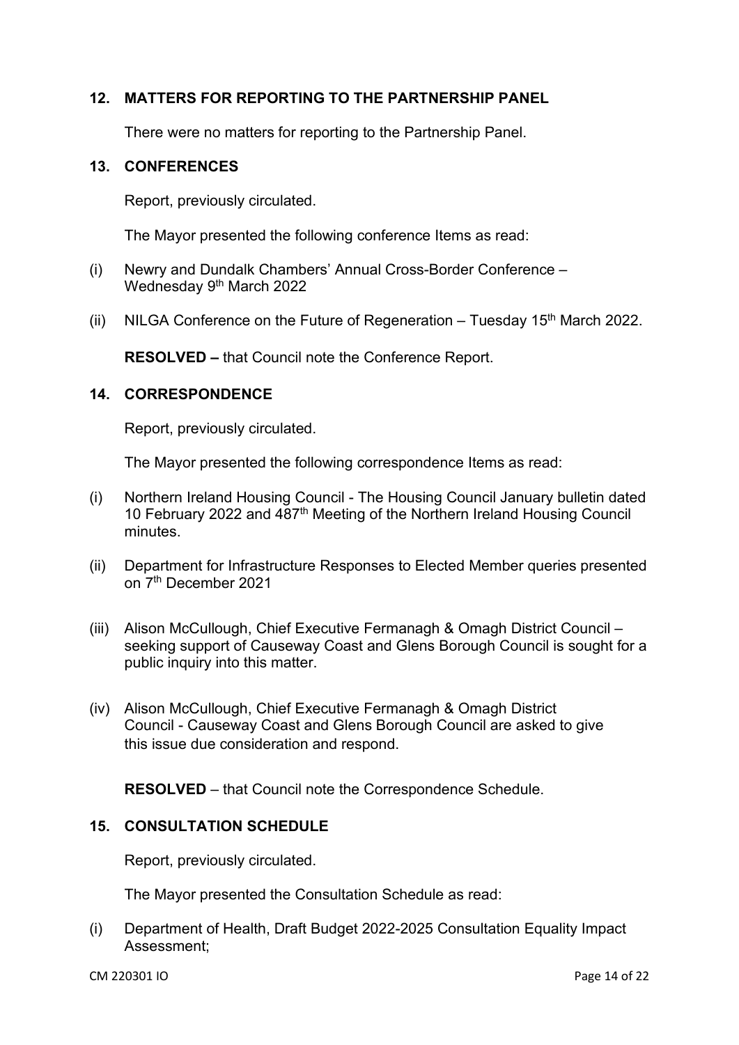## 12. MATTERS FOR REPORTING TO THE PARTNERSHIP PANEL

There were no matters for reporting to the Partnership Panel.

## 13. CONFERENCES

Report, previously circulated.

The Mayor presented the following conference Items as read:

(i) Newry and Dundalk Chambers' Annual Cross-Border Conference – Wednesday 9th March 2022

(ii) NILGA Conference on the Future of Regeneration – Tuesday 15th March 2022.

**RESOLVED –** that Council note the Conference Report.

## 14. CORRESPONDENCE

Report, previously circulated.

The Mayor presented the following correspondence Items as read:

(i) Northern Ireland Housing Council - The Housing Council January bulletin dated 10 February 2022 and 487th Meeting of the Northern Ireland Housing Council minutes.

(ii) Department for Infrastructure Responses to Elected Member queries presented on 7th December 2021

(iii) Alison McCullough, Chief Executive Fermanagh & Omagh District Council – seeking support of Causeway Coast and Glens Borough Council is sought for a public inquiry into this matter.

(iv) Alison McCullough, Chief Executive Fermanagh & Omagh District Council - Causeway Coast and Glens Borough Council are asked to give this issue due consideration and respond.

**RESOLVED** – that Council note the Correspondence Schedule.

## 15. CONSULTATION SCHEDULE

Report, previously circulated.

The Mayor presented the Consultation Schedule as read:

(i) Department of Health, Draft Budget 2022-2025 Consultation Equality Impact Assessment;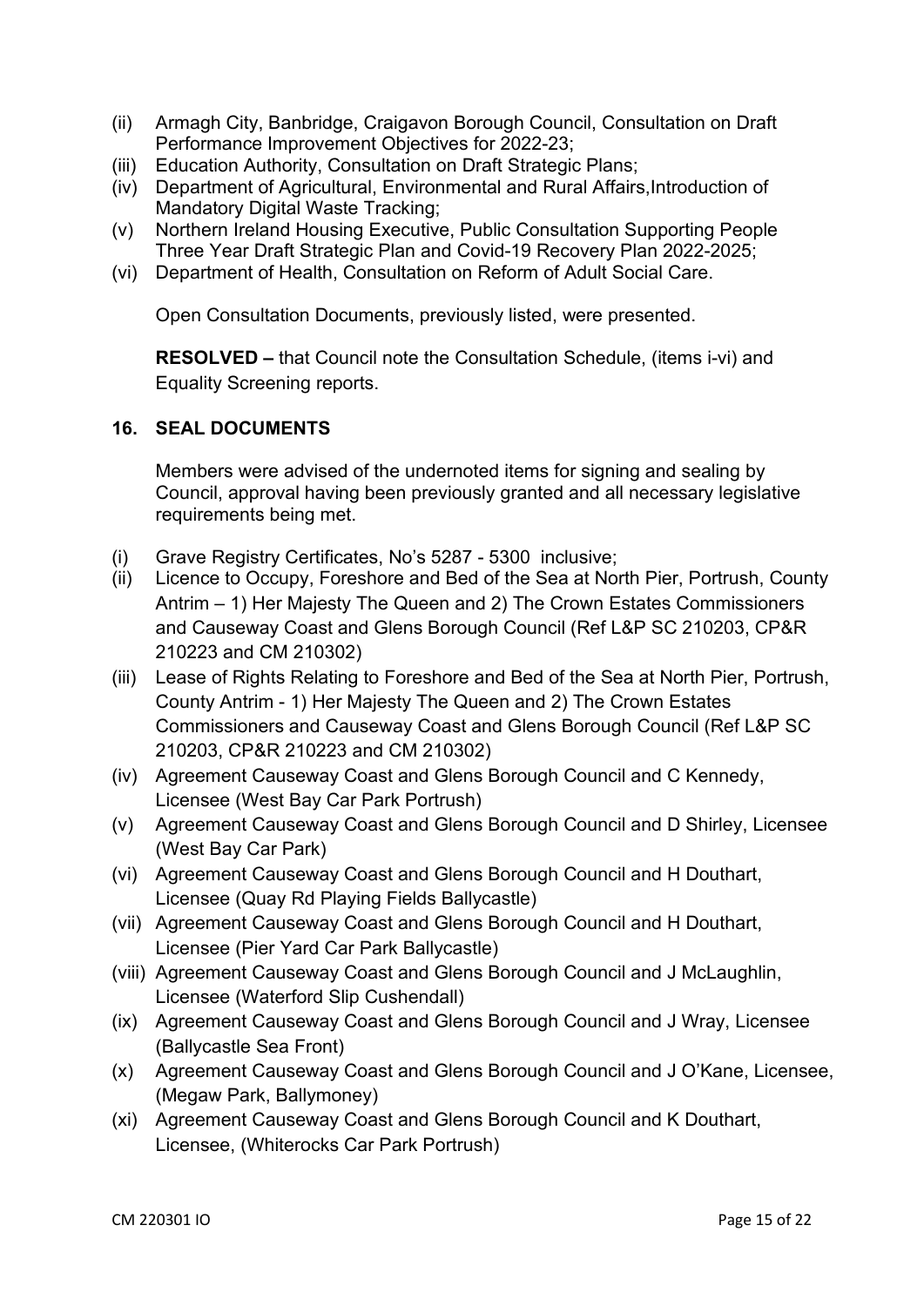(ii) Armagh City, Banbridge, Craigavon Borough Council, Consultation on Draft Performance Improvement Objectives for 2022-23;
(iii) Education Authority, Consultation on Draft Strategic Plans;
(iv) Department of Agricultural, Environmental and Rural Affairs,Introduction of Mandatory Digital Waste Tracking;
(v) Northern Ireland Housing Executive, Public Consultation Supporting People Three Year Draft Strategic Plan and Covid-19 Recovery Plan 2022-2025;
(vi) Department of Health, Consultation on Reform of Adult Social Care.

Open Consultation Documents, previously listed, were presented.

**RESOLVED –** that Council note the Consultation Schedule, (items i-vi) and Equality Screening reports.

## 16. SEAL DOCUMENTS

Members were advised of the undernoted items for signing and sealing by Council, approval having been previously granted and all necessary legislative requirements being met.

(i) Grave Registry Certificates, No's 5287 - 5300 inclusive;
(ii) Licence to Occupy, Foreshore and Bed of the Sea at North Pier, Portrush, County Antrim – 1) Her Majesty The Queen and 2) The Crown Estates Commissioners and Causeway Coast and Glens Borough Council (Ref L&P SC 210203, CP&R 210223 and CM 210302)
(iii) Lease of Rights Relating to Foreshore and Bed of the Sea at North Pier, Portrush, County Antrim - 1) Her Majesty The Queen and 2) The Crown Estates Commissioners and Causeway Coast and Glens Borough Council (Ref L&P SC 210203, CP&R 210223 and CM 210302)
(iv) Agreement Causeway Coast and Glens Borough Council and C Kennedy, Licensee (West Bay Car Park Portrush)
(v) Agreement Causeway Coast and Glens Borough Council and D Shirley, Licensee (West Bay Car Park)
(vi) Agreement Causeway Coast and Glens Borough Council and H Douthart, Licensee (Quay Rd Playing Fields Ballycastle)
(vii) Agreement Causeway Coast and Glens Borough Council and H Douthart, Licensee (Pier Yard Car Park Ballycastle)
(viii) Agreement Causeway Coast and Glens Borough Council and J McLaughlin, Licensee (Waterford Slip Cushendall)
(ix) Agreement Causeway Coast and Glens Borough Council and J Wray, Licensee (Ballycastle Sea Front)
(x) Agreement Causeway Coast and Glens Borough Council and J O'Kane, Licensee, (Megaw Park, Ballymoney)
(xi) Agreement Causeway Coast and Glens Borough Council and K Douthart, Licensee, (Whiterocks Car Park Portrush)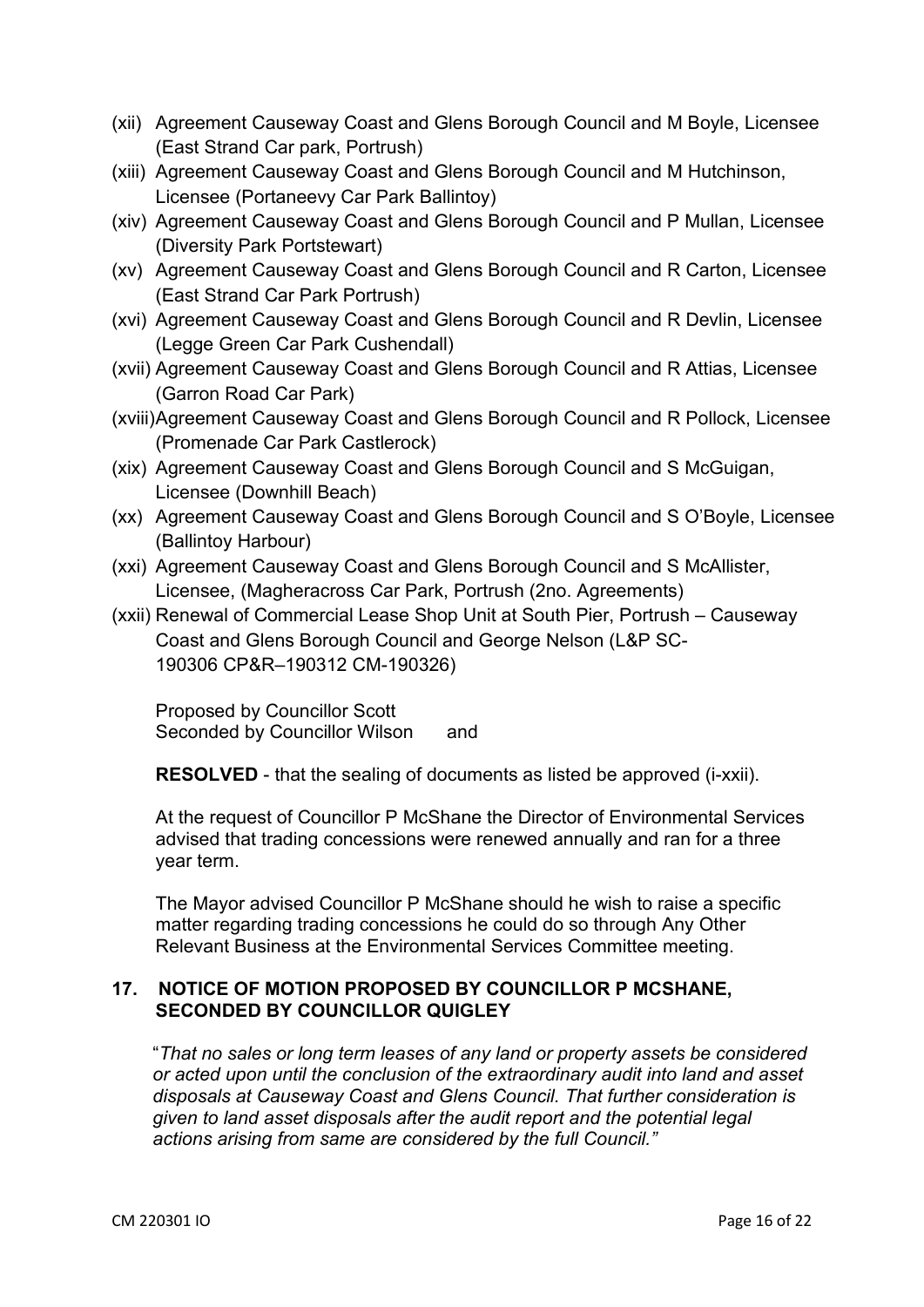(xii) Agreement Causeway Coast and Glens Borough Council and M Boyle, Licensee (East Strand Car park, Portrush)

(xiii) Agreement Causeway Coast and Glens Borough Council and M Hutchinson, Licensee (Portaneevy Car Park Ballintoy)

(xiv) Agreement Causeway Coast and Glens Borough Council and P Mullan, Licensee (Diversity Park Portstewart)

(xv) Agreement Causeway Coast and Glens Borough Council and R Carton, Licensee (East Strand Car Park Portrush)

(xvi) Agreement Causeway Coast and Glens Borough Council and R Devlin, Licensee (Legge Green Car Park Cushendall)

(xvii) Agreement Causeway Coast and Glens Borough Council and R Attias, Licensee (Garron Road Car Park)

(xviii) Agreement Causeway Coast and Glens Borough Council and R Pollock, Licensee (Promenade Car Park Castlerock)

(xix) Agreement Causeway Coast and Glens Borough Council and S McGuigan, Licensee (Downhill Beach)

(xx) Agreement Causeway Coast and Glens Borough Council and S O'Boyle, Licensee (Ballintoy Harbour)

(xxi) Agreement Causeway Coast and Glens Borough Council and S McAllister, Licensee, (Magheracross Car Park, Portrush (2no. Agreements)

(xxii) Renewal of Commercial Lease Shop Unit at South Pier, Portrush – Causeway Coast and Glens Borough Council and George Nelson (L&P SC-190306 CP&R–190312 CM-190326)

Proposed by Councillor Scott
Seconded by Councillor Wilson and

**RESOLVED** - that the sealing of documents as listed be approved (i-xxii).

At the request of Councillor P McShane the Director of Environmental Services advised that trading concessions were renewed annually and ran for a three year term.

The Mayor advised Councillor P McShane should he wish to raise a specific matter regarding trading concessions he could do so through Any Other Relevant Business at the Environmental Services Committee meeting.

## 17. NOTICE OF MOTION PROPOSED BY COUNCILLOR P MCSHANE, SECONDED BY COUNCILLOR QUIGLEY

"*That no sales or long term leases of any land or property assets be considered or acted upon until the conclusion of the extraordinary audit into land and asset disposals at Causeway Coast and Glens Council. That further consideration is given to land asset disposals after the audit report and the potential legal actions arising from same are considered by the full Council.*"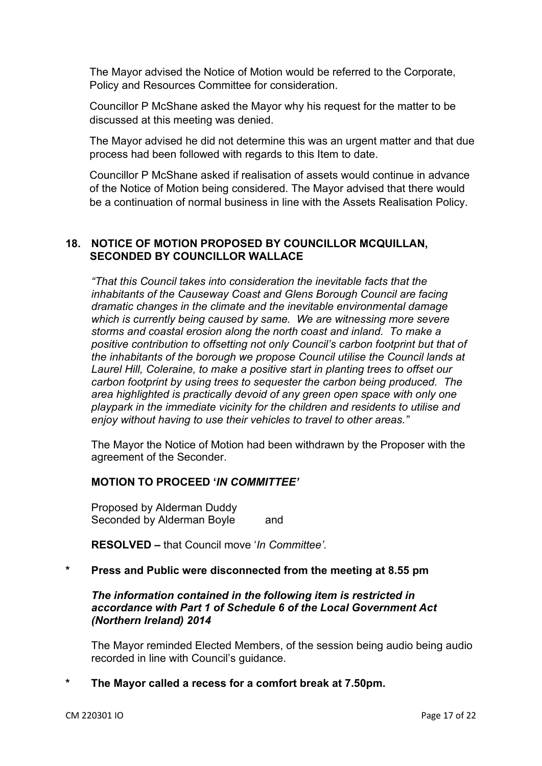The Mayor advised the Notice of Motion would be referred to the Corporate, Policy and Resources Committee for consideration.

Councillor P McShane asked the Mayor why his request for the matter to be discussed at this meeting was denied.

The Mayor advised he did not determine this was an urgent matter and that due process had been followed with regards to this Item to date.

Councillor P McShane asked if realisation of assets would continue in advance of the Notice of Motion being considered. The Mayor advised that there would be a continuation of normal business in line with the Assets Realisation Policy.

## 18. NOTICE OF MOTION PROPOSED BY COUNCILLOR MCQUILLAN, SECONDED BY COUNCILLOR WALLACE

*"That this Council takes into consideration the inevitable facts that the inhabitants of the Causeway Coast and Glens Borough Council are facing dramatic changes in the climate and the inevitable environmental damage which is currently being caused by same. We are witnessing more severe storms and coastal erosion along the north coast and inland. To make a positive contribution to offsetting not only Council's carbon footprint but that of the inhabitants of the borough we propose Council utilise the Council lands at Laurel Hill, Coleraine, to make a positive start in planting trees to offset our carbon footprint by using trees to sequester the carbon being produced. The area highlighted is practically devoid of any green open space with only one playpark in the immediate vicinity for the children and residents to utilise and enjoy without having to use their vehicles to travel to other areas."*

The Mayor the Notice of Motion had been withdrawn by the Proposer with the agreement of the Seconder.

**MOTION TO PROCEED '*IN COMMITTEE*'**

Proposed by Alderman Duddy
Seconded by Alderman Boyle and

**RESOLVED –** that Council move '*In Committee'.*

**\* Press and Public were disconnected from the meeting at 8.55 pm**

***The information contained in the following item is restricted in accordance with Part 1 of Schedule 6 of the Local Government Act (Northern Ireland) 2014***

The Mayor reminded Elected Members, of the session being audio being audio recorded in line with Council's guidance.

**\* The Mayor called a recess for a comfort break at 7.50pm.**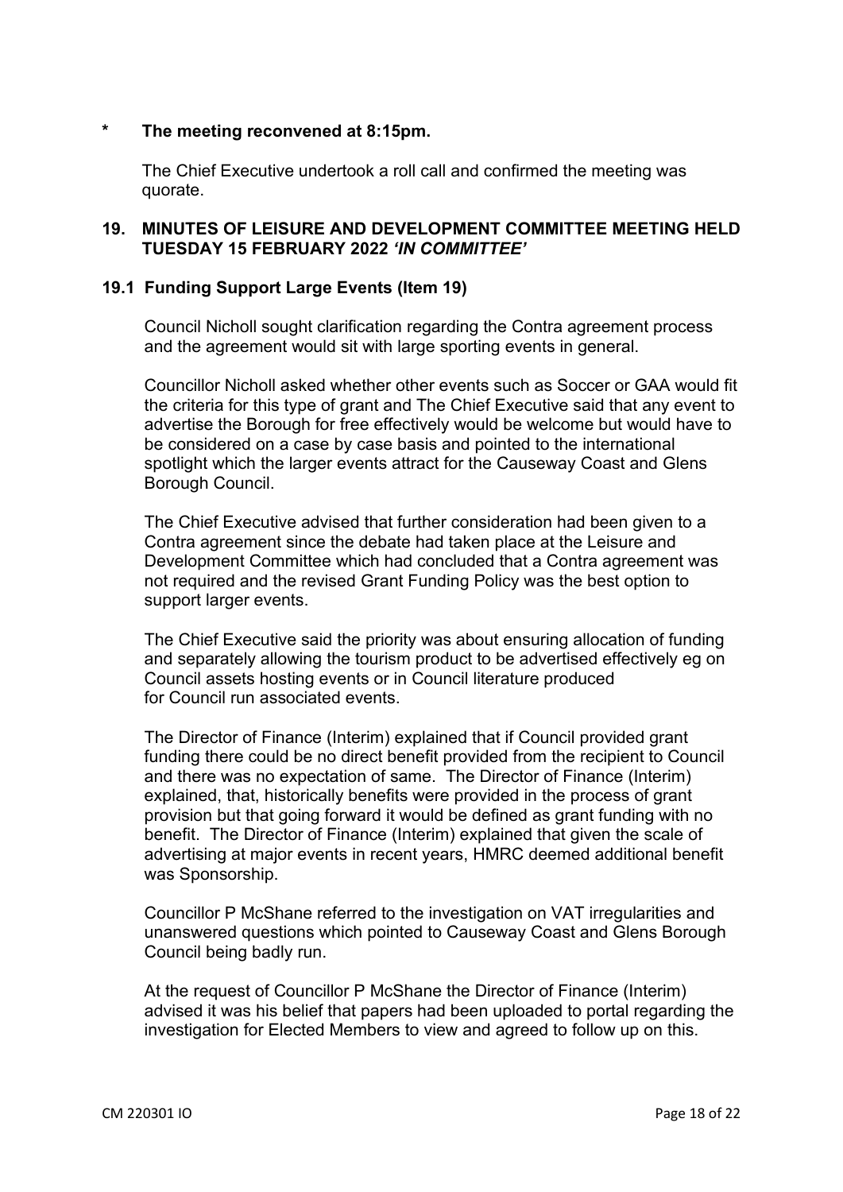**\* The meeting reconvened at 8:15pm.**

The Chief Executive undertook a roll call and confirmed the meeting was quorate.

## 19. MINUTES OF LEISURE AND DEVELOPMENT COMMITTEE MEETING HELD TUESDAY 15 FEBRUARY 2022 *'IN COMMITTEE'*

### 19.1 Funding Support Large Events (Item 19)

Council Nicholl sought clarification regarding the Contra agreement process and the agreement would sit with large sporting events in general.

Councillor Nicholl asked whether other events such as Soccer or GAA would fit the criteria for this type of grant and The Chief Executive said that any event to advertise the Borough for free effectively would be welcome but would have to be considered on a case by case basis and pointed to the international spotlight which the larger events attract for the Causeway Coast and Glens Borough Council.

The Chief Executive advised that further consideration had been given to a Contra agreement since the debate had taken place at the Leisure and Development Committee which had concluded that a Contra agreement was not required and the revised Grant Funding Policy was the best option to support larger events.

The Chief Executive said the priority was about ensuring allocation of funding and separately allowing the tourism product to be advertised effectively eg on Council assets hosting events or in Council literature produced for Council run associated events.

The Director of Finance (Interim) explained that if Council provided grant funding there could be no direct benefit provided from the recipient to Council and there was no expectation of same. The Director of Finance (Interim) explained, that, historically benefits were provided in the process of grant provision but that going forward it would be defined as grant funding with no benefit. The Director of Finance (Interim) explained that given the scale of advertising at major events in recent years, HMRC deemed additional benefit was Sponsorship.

Councillor P McShane referred to the investigation on VAT irregularities and unanswered questions which pointed to Causeway Coast and Glens Borough Council being badly run.

At the request of Councillor P McShane the Director of Finance (Interim) advised it was his belief that papers had been uploaded to portal regarding the investigation for Elected Members to view and agreed to follow up on this.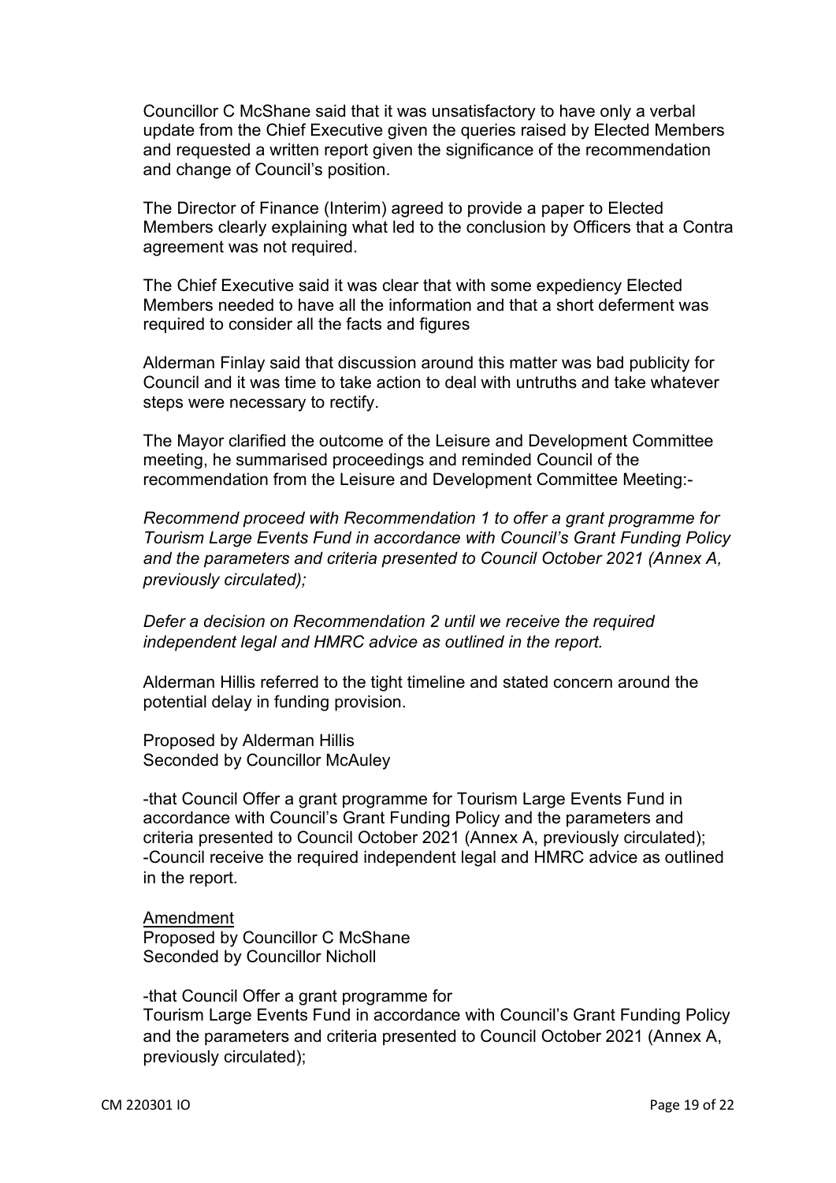Councillor C McShane said that it was unsatisfactory to have only a verbal update from the Chief Executive given the queries raised by Elected Members and requested a written report given the significance of the recommendation and change of Council's position.

The Director of Finance (Interim) agreed to provide a paper to Elected Members clearly explaining what led to the conclusion by Officers that a Contra agreement was not required.

The Chief Executive said it was clear that with some expediency Elected Members needed to have all the information and that a short deferment was required to consider all the facts and figures

Alderman Finlay said that discussion around this matter was bad publicity for Council and it was time to take action to deal with untruths and take whatever steps were necessary to rectify.

The Mayor clarified the outcome of the Leisure and Development Committee meeting, he summarised proceedings and reminded Council of the recommendation from the Leisure and Development Committee Meeting:-

*Recommend proceed with Recommendation 1 to offer a grant programme for Tourism Large Events Fund in accordance with Council's Grant Funding Policy and the parameters and criteria presented to Council October 2021 (Annex A, previously circulated);*

*Defer a decision on Recommendation 2 until we receive the required independent legal and HMRC advice as outlined in the report.*

Alderman Hillis referred to the tight timeline and stated concern around the potential delay in funding provision.

Proposed by Alderman Hillis
Seconded by Councillor McAuley

-that Council Offer a grant programme for Tourism Large Events Fund in accordance with Council's Grant Funding Policy and the parameters and criteria presented to Council October 2021 (Annex A, previously circulated);
-Council receive the required independent legal and HMRC advice as outlined in the report.

<u>Amendment</u>
Proposed by Councillor C McShane
Seconded by Councillor Nicholl

-that Council Offer a grant programme for
Tourism Large Events Fund in accordance with Council's Grant Funding Policy and the parameters and criteria presented to Council October 2021 (Annex A, previously circulated);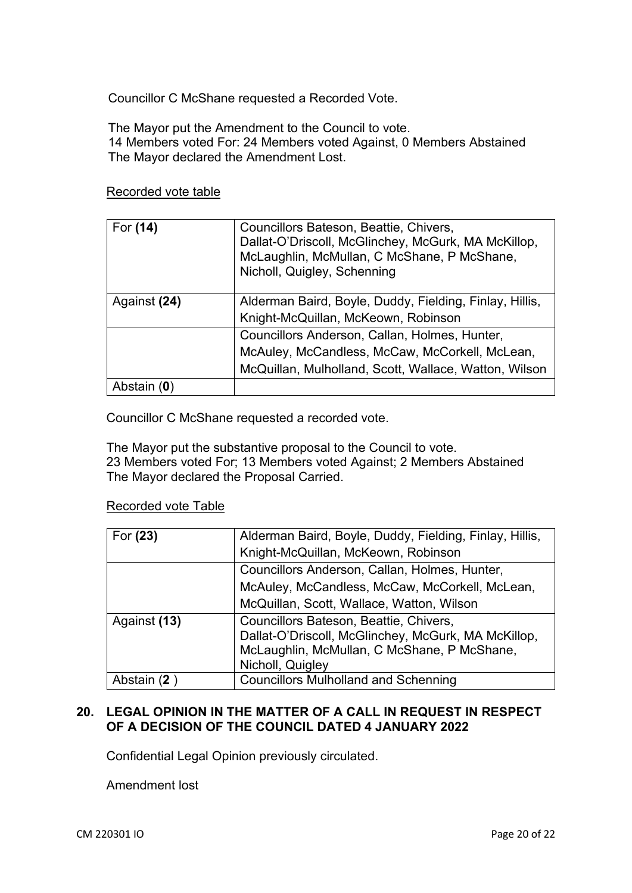Councillor C McShane requested a Recorded Vote.

The Mayor put the Amendment to the Council to vote.
14 Members voted For: 24 Members voted Against, 0 Members Abstained
The Mayor declared the Amendment Lost.

Recorded vote table

| For **(14)** | Councillors Bateson, Beattie, Chivers, Dallat-O'Driscoll, McGlinchey, McGurk, MA McKillop, McLaughlin, McMullan, C McShane, P McShane, Nicholl, Quigley, Schenning |
|---|---|
| Against **(24)** | Alderman Baird, Boyle, Duddy, Fielding, Finlay, Hillis, Knight-McQuillan, McKeown, Robinson |
| | Councillors Anderson, Callan, Holmes, Hunter, McAuley, McCandless, McCaw, McCorkell, McLean, McQuillan, Mulholland, Scott, Wallace, Watton, Wilson |
| Abstain (**0**) | |

Councillor C McShane requested a recorded vote.

The Mayor put the substantive proposal to the Council to vote.
23 Members voted For; 13 Members voted Against; 2 Members Abstained
The Mayor declared the Proposal Carried.

Recorded vote Table

| For **(23)** | Alderman Baird, Boyle, Duddy, Fielding, Finlay, Hillis, Knight-McQuillan, McKeown, Robinson |
|---|---|
| | Councillors Anderson, Callan, Holmes, Hunter, McAuley, McCandless, McCaw, McCorkell, McLean, McQuillan, Scott, Wallace, Watton, Wilson |
| Against **(13)** | Councillors Bateson, Beattie, Chivers, Dallat-O'Driscoll, McGlinchey, McGurk, MA McKillop, McLaughlin, McMullan, C McShane, P McShane, Nicholl, Quigley |
| Abstain (**2** ) | Councillors Mulholland and Schenning |

## 20. LEGAL OPINION IN THE MATTER OF A CALL IN REQUEST IN RESPECT OF A DECISION OF THE COUNCIL DATED 4 JANUARY 2022

Confidential Legal Opinion previously circulated.

Amendment lost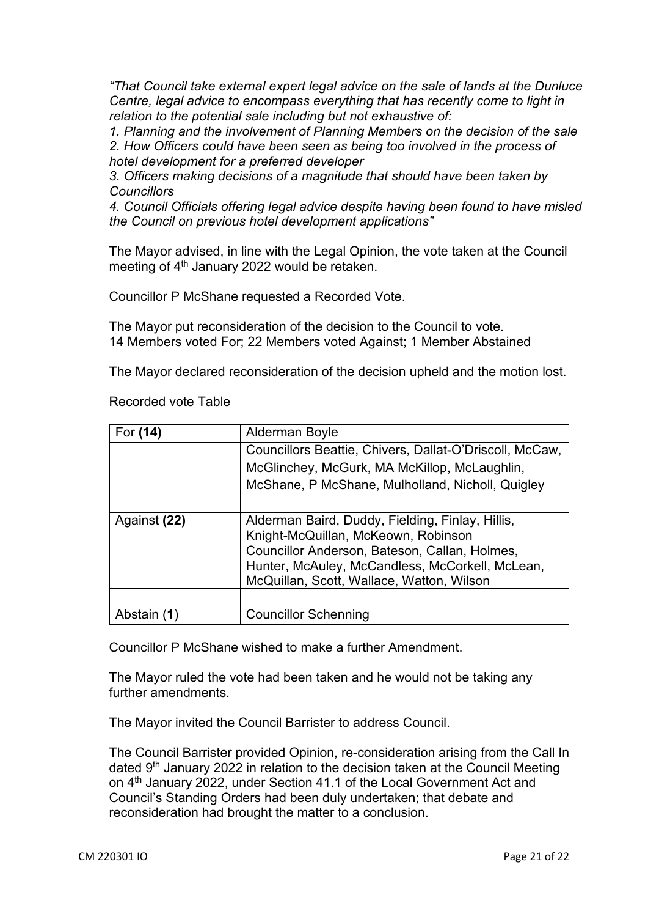*"That Council take external expert legal advice on the sale of lands at the Dunluce Centre, legal advice to encompass everything that has recently come to light in relation to the potential sale including but not exhaustive of:*
*1. Planning and the involvement of Planning Members on the decision of the sale*
*2. How Officers could have been seen as being too involved in the process of hotel development for a preferred developer*
*3. Officers making decisions of a magnitude that should have been taken by Councillors*
*4. Council Officials offering legal advice despite having been found to have misled the Council on previous hotel development applications"*

The Mayor advised, in line with the Legal Opinion, the vote taken at the Council meeting of 4th January 2022 would be retaken.

Councillor P McShane requested a Recorded Vote.

The Mayor put reconsideration of the decision to the Council to vote.
14 Members voted For; 22 Members voted Against; 1 Member Abstained

The Mayor declared reconsideration of the decision upheld and the motion lost.

<u>Recorded vote Table</u>

| | |
|---|---|
| For **(14)** | Alderman Boyle |
| | Councillors Beattie, Chivers, Dallat-O'Driscoll, McCaw, McGlinchey, McGurk, MA McKillop, McLaughlin, McShane, P McShane, Mulholland, Nicholl, Quigley |
| | |
| Against **(22)** | Alderman Baird, Duddy, Fielding, Finlay, Hillis, Knight-McQuillan, McKeown, Robinson |
| | Councillor Anderson, Bateson, Callan, Holmes, Hunter, McAuley, McCandless, McCorkell, McLean, McQuillan, Scott, Wallace, Watton, Wilson |
| | |
| Abstain (**1**) | Councillor Schenning |

Councillor P McShane wished to make a further Amendment.

The Mayor ruled the vote had been taken and he would not be taking any further amendments.

The Mayor invited the Council Barrister to address Council.

The Council Barrister provided Opinion, re-consideration arising from the Call In dated 9th January 2022 in relation to the decision taken at the Council Meeting on 4th January 2022, under Section 41.1 of the Local Government Act and Council's Standing Orders had been duly undertaken; that debate and reconsideration had brought the matter to a conclusion.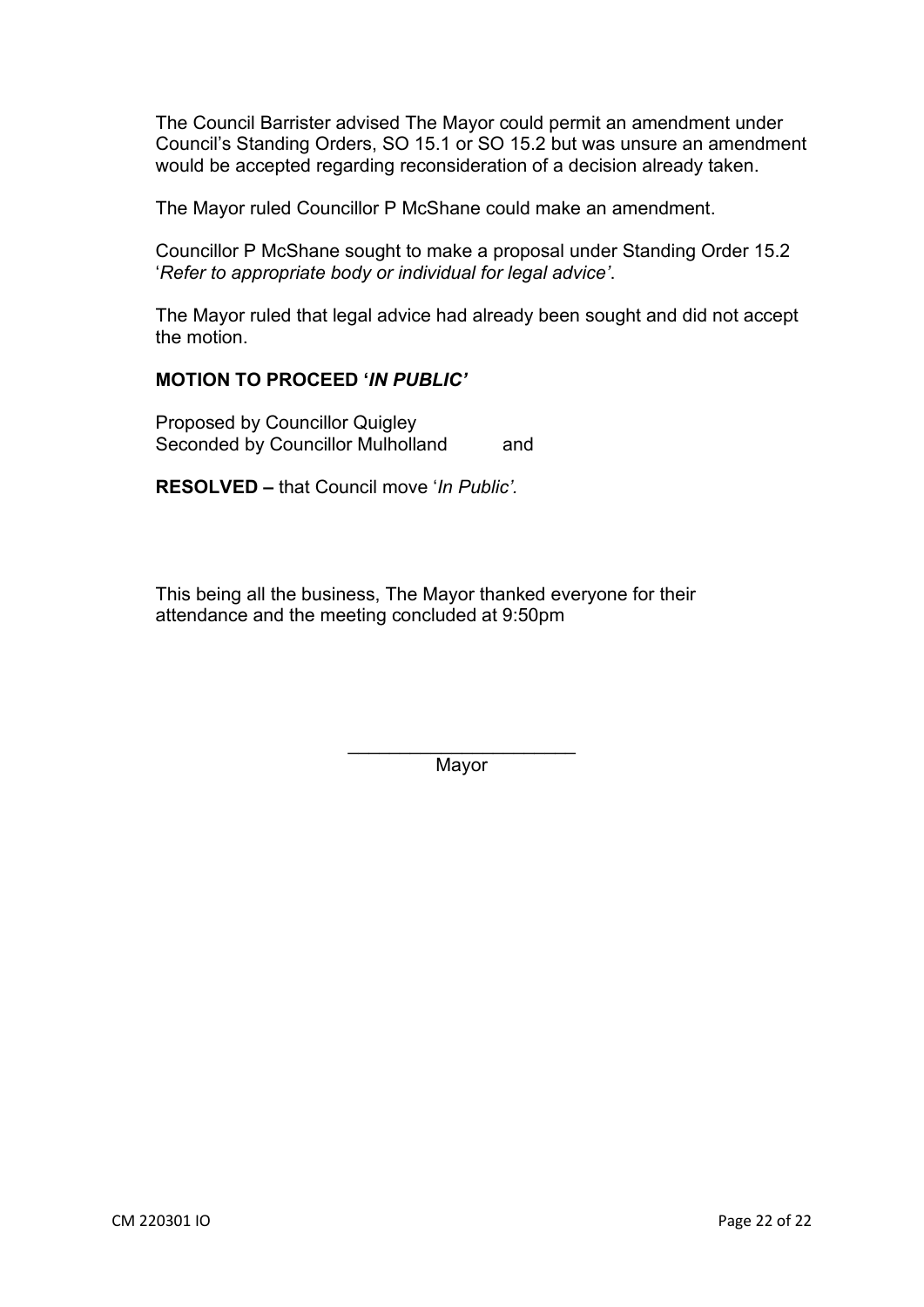The Council Barrister advised The Mayor could permit an amendment under Council's Standing Orders, SO 15.1 or SO 15.2 but was unsure an amendment would be accepted regarding reconsideration of a decision already taken.

The Mayor ruled Councillor P McShane could make an amendment.

Councillor P McShane sought to make a proposal under Standing Order 15.2 '*Refer to appropriate body or individual for legal advice*'.

The Mayor ruled that legal advice had already been sought and did not accept the motion.

**MOTION TO PROCEED '*IN PUBLIC*'**

Proposed by Councillor Quigley
Seconded by Councillor Mulholland and

**RESOLVED –** that Council move '*In Public'*.

This being all the business, The Mayor thanked everyone for their attendance and the meeting concluded at 9:50pm

\_\_\_\_\_\_\_\_\_\_\_\_\_\_\_\_\_\_\_\_\_\_\_

Mayor